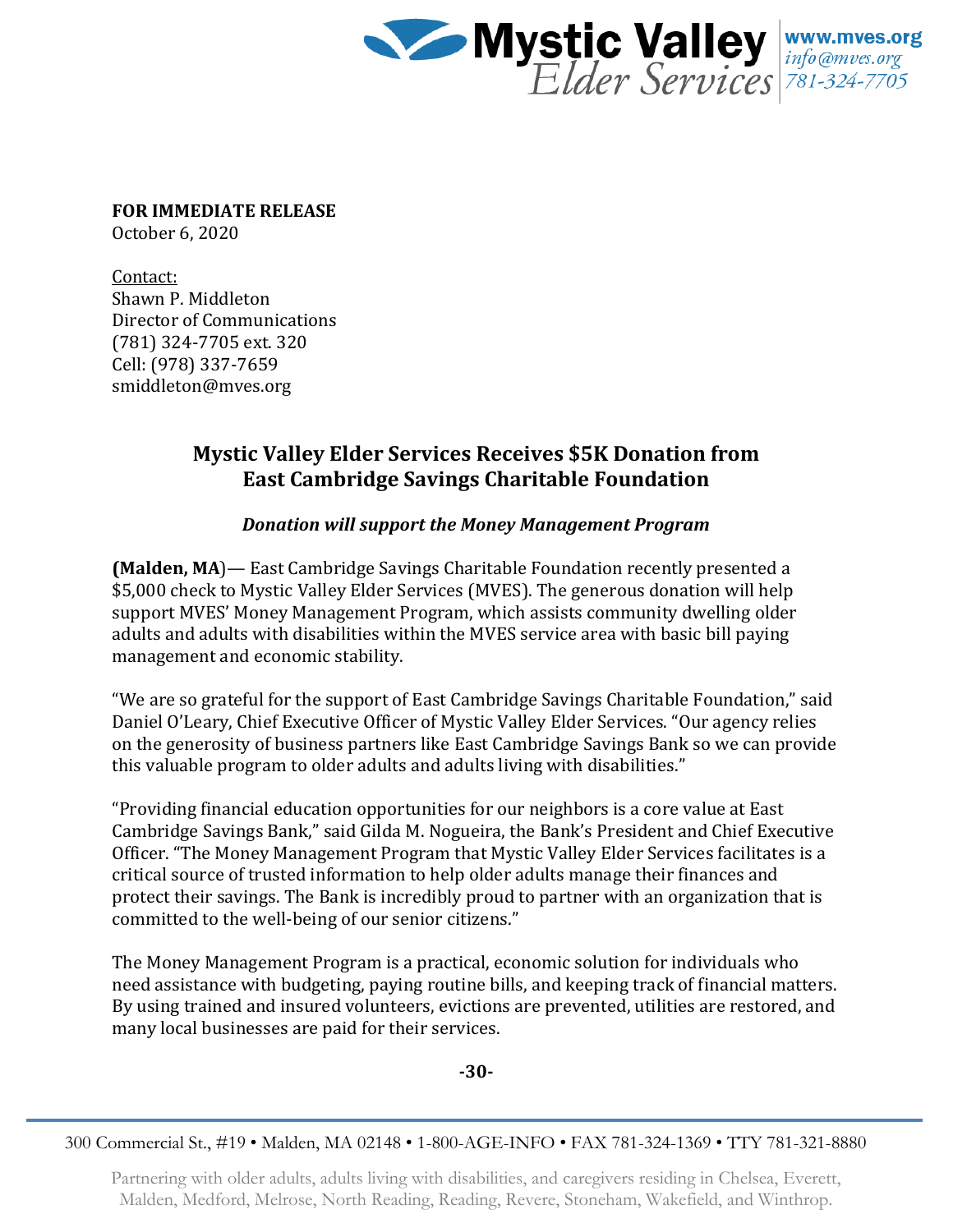Mystic Valley Elder Services
www.mves.org
info@mves.org
781-324-7705

**FOR IMMEDIATE RELEASE**
October 6, 2020

Contact:
Shawn P. Middleton
Director of Communications
(781) 324-7705 ext. 320
Cell: (978) 337-7659
smiddleton@mves.org

## Mystic Valley Elder Services Receives $5K Donation from East Cambridge Savings Charitable Foundation

***Donation will support the Money Management Program***

**(Malden, MA)**— East Cambridge Savings Charitable Foundation recently presented a $5,000 check to Mystic Valley Elder Services (MVES). The generous donation will help support MVES' Money Management Program, which assists community dwelling older adults and adults with disabilities within the MVES service area with basic bill paying management and economic stability.

"We are so grateful for the support of East Cambridge Savings Charitable Foundation," said Daniel O'Leary, Chief Executive Officer of Mystic Valley Elder Services. "Our agency relies on the generosity of business partners like East Cambridge Savings Bank so we can provide this valuable program to older adults and adults living with disabilities."

"Providing financial education opportunities for our neighbors is a core value at East Cambridge Savings Bank," said Gilda M. Nogueira, the Bank's President and Chief Executive Officer. "The Money Management Program that Mystic Valley Elder Services facilitates is a critical source of trusted information to help older adults manage their finances and protect their savings. The Bank is incredibly proud to partner with an organization that is committed to the well-being of our senior citizens."

The Money Management Program is a practical, economic solution for individuals who need assistance with budgeting, paying routine bills, and keeping track of financial matters. By using trained and insured volunteers, evictions are prevented, utilities are restored, and many local businesses are paid for their services.

**-30-**

300 Commercial St., #19 • Malden, MA 02148 • 1-800-AGE-INFO • FAX 781-324-1369 • TTY 781-321-8880

Partnering with older adults, adults living with disabilities, and caregivers residing in Chelsea, Everett, Malden, Medford, Melrose, North Reading, Reading, Revere, Stoneham, Wakefield, and Winthrop.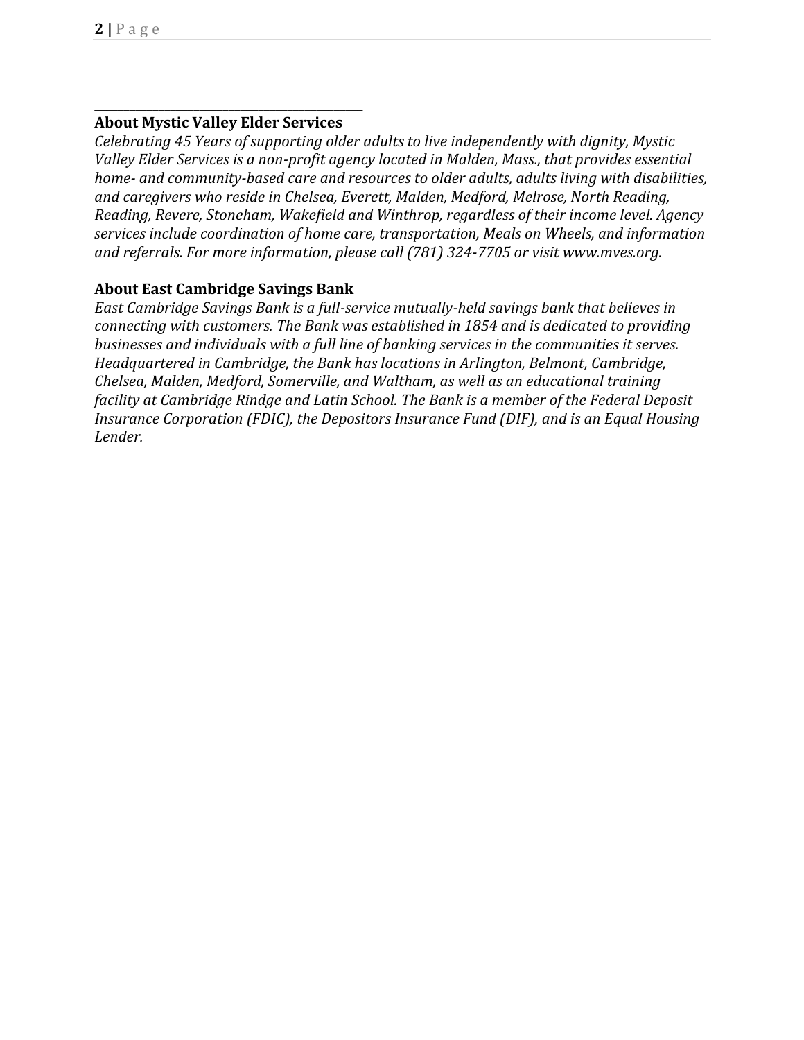---

**About Mystic Valley Elder Services**

*Celebrating 45 Years of supporting older adults to live independently with dignity, Mystic Valley Elder Services is a non-profit agency located in Malden, Mass., that provides essential home- and community-based care and resources to older adults, adults living with disabilities, and caregivers who reside in Chelsea, Everett, Malden, Medford, Melrose, North Reading, Reading, Revere, Stoneham, Wakefield and Winthrop, regardless of their income level. Agency services include coordination of home care, transportation, Meals on Wheels, and information and referrals. For more information, please call (781) 324-7705 or visit www.mves.org.*

**About East Cambridge Savings Bank**

*East Cambridge Savings Bank is a full-service mutually-held savings bank that believes in connecting with customers. The Bank was established in 1854 and is dedicated to providing businesses and individuals with a full line of banking services in the communities it serves. Headquartered in Cambridge, the Bank has locations in Arlington, Belmont, Cambridge, Chelsea, Malden, Medford, Somerville, and Waltham, as well as an educational training facility at Cambridge Rindge and Latin School. The Bank is a member of the Federal Deposit Insurance Corporation (FDIC), the Depositors Insurance Fund (DIF), and is an Equal Housing Lender.*